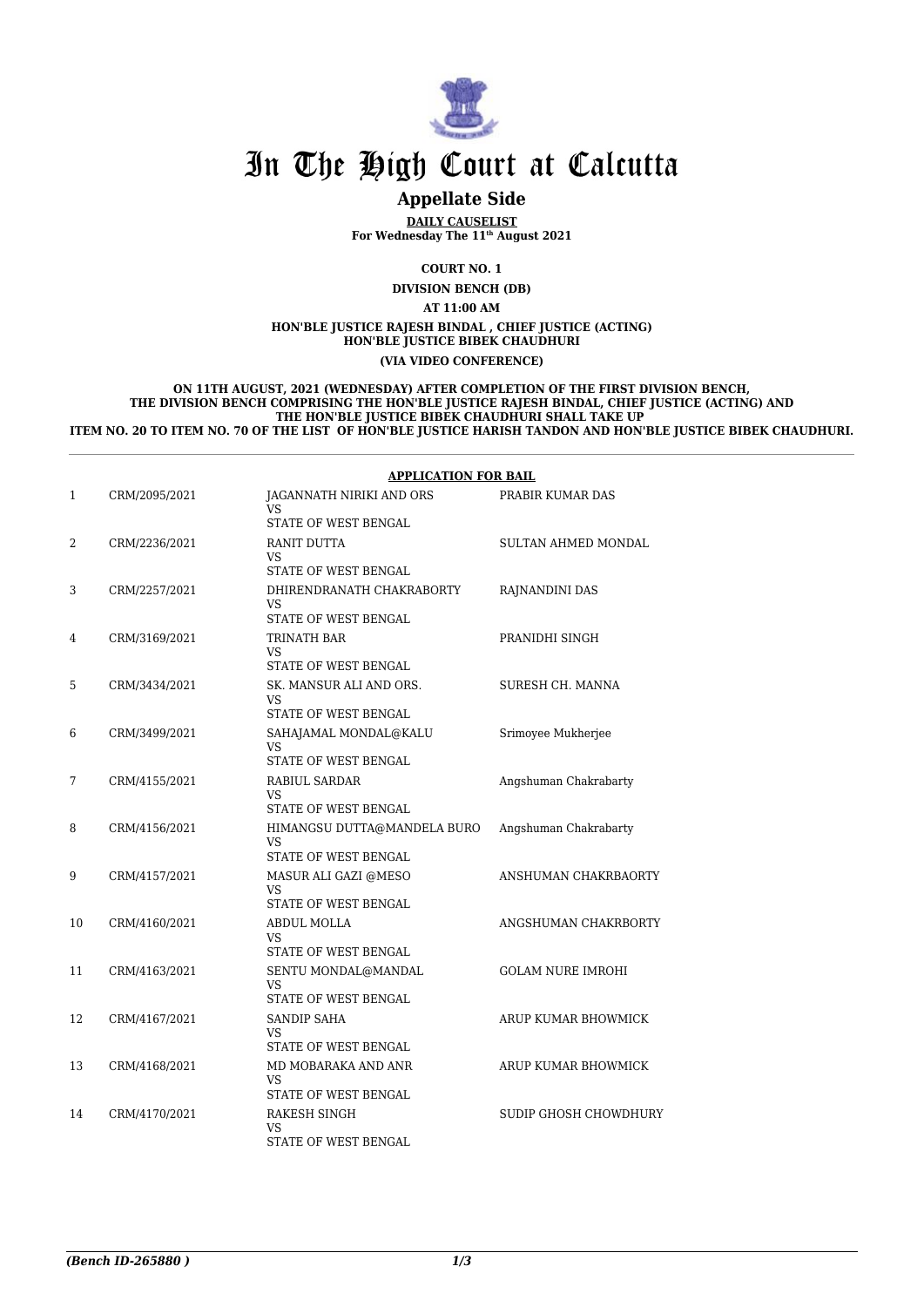# In The High Court at Calcutta

## Appellate Side

**DAILY CAUSELIST**
**For Wednesday The 11th August 2021**

**COURT NO. 1**

**DIVISION BENCH (DB)**

**AT 11:00 AM**

**HON'BLE JUSTICE RAJESH BINDAL , CHIEF JUSTICE (ACTING)**
**HON'BLE JUSTICE BIBEK CHAUDHURI**

**(VIA VIDEO CONFERENCE)**

**ON 11TH AUGUST, 2021 (WEDNESDAY) AFTER COMPLETION OF THE FIRST DIVISION BENCH, THE DIVISION BENCH COMPRISING THE HON'BLE JUSTICE RAJESH BINDAL, CHIEF JUSTICE (ACTING) AND THE HON'BLE JUSTICE BIBEK CHAUDHURI SHALL TAKE UP ITEM NO. 20 TO ITEM NO. 70 OF THE LIST OF HON'BLE JUSTICE HARISH TANDON AND HON'BLE JUSTICE BIBEK CHAUDHURI.**

**APPLICATION FOR BAIL**

| | | | |
|---|---|---|---|
| 1 | CRM/2095/2021 | JAGANNATH NIRIKI AND ORS<br>VS<br>STATE OF WEST BENGAL | PRABIR KUMAR DAS |
| 2 | CRM/2236/2021 | RANIT DUTTA<br>VS<br>STATE OF WEST BENGAL | SULTAN AHMED MONDAL |
| 3 | CRM/2257/2021 | DHIRENDRANATH CHAKRABORTY<br>VS<br>STATE OF WEST BENGAL | RAJNANDINI DAS |
| 4 | CRM/3169/2021 | TRINATH BAR<br>VS<br>STATE OF WEST BENGAL | PRANIDHI SINGH |
| 5 | CRM/3434/2021 | SK. MANSUR ALI AND ORS.<br>VS<br>STATE OF WEST BENGAL | SURESH CH. MANNA |
| 6 | CRM/3499/2021 | SAHAJAMAL MONDAL@KALU<br>VS<br>STATE OF WEST BENGAL | Srimoyee Mukherjee |
| 7 | CRM/4155/2021 | RABIUL SARDAR<br>VS<br>STATE OF WEST BENGAL | Angshuman Chakrabarty |
| 8 | CRM/4156/2021 | HIMANGSU DUTTA@MANDELA BURO<br>VS<br>STATE OF WEST BENGAL | Angshuman Chakrabarty |
| 9 | CRM/4157/2021 | MASUR ALI GAZI @MESO<br>VS<br>STATE OF WEST BENGAL | ANSHUMAN CHAKRBAORTY |
| 10 | CRM/4160/2021 | ABDUL MOLLA<br>VS<br>STATE OF WEST BENGAL | ANGSHUMAN CHAKRBORTY |
| 11 | CRM/4163/2021 | SENTU MONDAL@MANDAL<br>VS<br>STATE OF WEST BENGAL | GOLAM NURE IMROHI |
| 12 | CRM/4167/2021 | SANDIP SAHA<br>VS<br>STATE OF WEST BENGAL | ARUP KUMAR BHOWMICK |
| 13 | CRM/4168/2021 | MD MOBARAKA AND ANR<br>VS<br>STATE OF WEST BENGAL | ARUP KUMAR BHOWMICK |
| 14 | CRM/4170/2021 | RAKESH SINGH<br>VS<br>STATE OF WEST BENGAL | SUDIP GHOSH CHOWDHURY |

*(Bench ID-265880 )*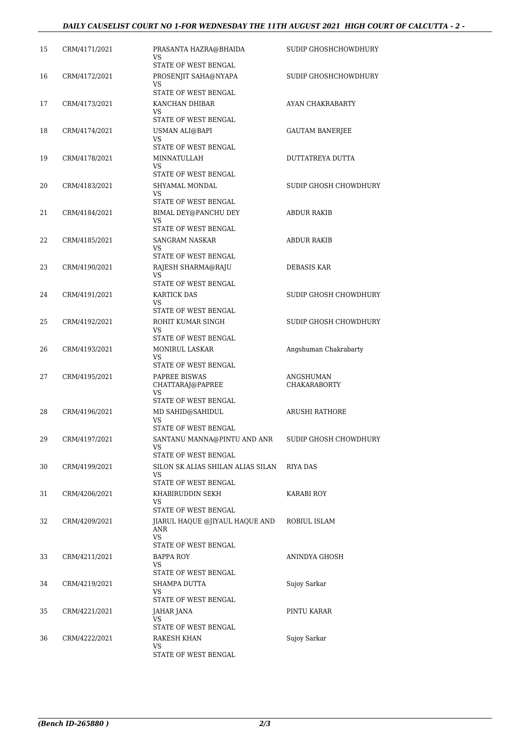| 15 | CRM/4171/2021 | PRASANTA HAZRA@BHAIDA<br>VS<br>STATE OF WEST BENGAL | SUDIP GHOSHCHOWDHURY |
|---|---|---|---|
| 16 | CRM/4172/2021 | PROSENJIT SAHA@NYAPA<br>VS<br>STATE OF WEST BENGAL | SUDIP GHOSHCHOWDHURY |
| 17 | CRM/4173/2021 | KANCHAN DHIBAR<br>VS<br>STATE OF WEST BENGAL | AYAN CHAKRABARTY |
| 18 | CRM/4174/2021 | USMAN ALI@BAPI<br>VS<br>STATE OF WEST BENGAL | GAUTAM BANERJEE |
| 19 | CRM/4178/2021 | MINNATULLAH<br>VS<br>STATE OF WEST BENGAL | DUTTATREYA DUTTA |
| 20 | CRM/4183/2021 | SHYAMAL MONDAL<br>VS<br>STATE OF WEST BENGAL | SUDIP GHOSH CHOWDHURY |
| 21 | CRM/4184/2021 | BIMAL DEY@PANCHU DEY<br>VS<br>STATE OF WEST BENGAL | ABDUR RAKIB |
| 22 | CRM/4185/2021 | SANGRAM NASKAR<br>VS<br>STATE OF WEST BENGAL | ABDUR RAKIB |
| 23 | CRM/4190/2021 | RAJESH SHARMA@RAJU<br>VS<br>STATE OF WEST BENGAL | DEBASIS KAR |
| 24 | CRM/4191/2021 | KARTICK DAS<br>VS<br>STATE OF WEST BENGAL | SUDIP GHOSH CHOWDHURY |
| 25 | CRM/4192/2021 | ROHIT KUMAR SINGH<br>VS<br>STATE OF WEST BENGAL | SUDIP GHOSH CHOWDHURY |
| 26 | CRM/4193/2021 | MONIRUL LASKAR<br>VS<br>STATE OF WEST BENGAL | Angshuman Chakrabarty |
| 27 | CRM/4195/2021 | PAPREE BISWAS<br>CHATTARAJ@PAPREE<br>VS<br>STATE OF WEST BENGAL | ANGSHUMAN<br>CHAKARABORTY |
| 28 | CRM/4196/2021 | MD SAHID@SAHIDUL<br>VS<br>STATE OF WEST BENGAL | ARUSHI RATHORE |
| 29 | CRM/4197/2021 | SANTANU MANNA@PINTU AND ANR<br>VS<br>STATE OF WEST BENGAL | SUDIP GHOSH CHOWDHURY |
| 30 | CRM/4199/2021 | SILON SK ALIAS SHILAN ALIAS SILAN<br>VS<br>STATE OF WEST BENGAL | RIYA DAS |
| 31 | CRM/4206/2021 | KHABIRUDDIN SEKH<br>VS<br>STATE OF WEST BENGAL | KARABI ROY |
| 32 | CRM/4209/2021 | JIARUL HAQUE @JIYAUL HAQUE AND<br>ANR<br>VS<br>STATE OF WEST BENGAL | ROBIUL ISLAM |
| 33 | CRM/4211/2021 | BAPPA ROY<br>VS<br>STATE OF WEST BENGAL | ANINDYA GHOSH |
| 34 | CRM/4219/2021 | SHAMPA DUTTA<br>VS<br>STATE OF WEST BENGAL | Sujoy Sarkar |
| 35 | CRM/4221/2021 | JAHAR JANA<br>VS<br>STATE OF WEST BENGAL | PINTU KARAR |
| 36 | CRM/4222/2021 | RAKESH KHAN<br>VS<br>STATE OF WEST BENGAL | Sujoy Sarkar |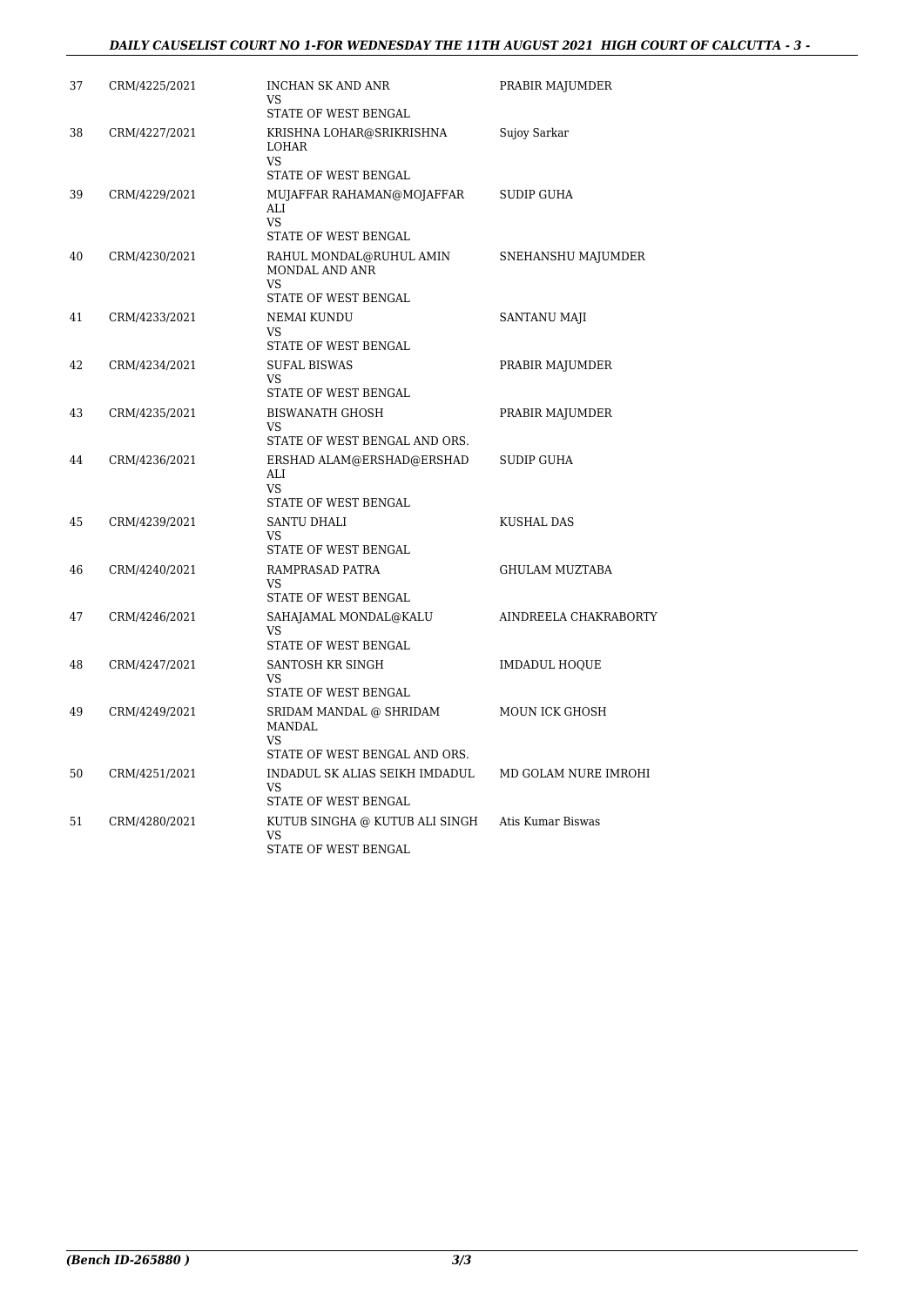| | | | |
|---|---|---|---|
| 37 | CRM/4225/2021 | INCHAN SK AND ANR<br>VS<br>STATE OF WEST BENGAL | PRABIR MAJUMDER |
| 38 | CRM/4227/2021 | KRISHNA LOHAR@SRIKRISHNA LOHAR<br>VS<br>STATE OF WEST BENGAL | Sujoy Sarkar |
| 39 | CRM/4229/2021 | MUJAFFAR RAHAMAN@MOJAFFAR ALI<br>VS<br>STATE OF WEST BENGAL | SUDIP GUHA |
| 40 | CRM/4230/2021 | RAHUL MONDAL@RUHUL AMIN MONDAL AND ANR<br>VS<br>STATE OF WEST BENGAL | SNEHANSHU MAJUMDER |
| 41 | CRM/4233/2021 | NEMAI KUNDU<br>VS<br>STATE OF WEST BENGAL | SANTANU MAJI |
| 42 | CRM/4234/2021 | SUFAL BISWAS<br>VS<br>STATE OF WEST BENGAL | PRABIR MAJUMDER |
| 43 | CRM/4235/2021 | BISWANATH GHOSH<br>VS<br>STATE OF WEST BENGAL AND ORS. | PRABIR MAJUMDER |
| 44 | CRM/4236/2021 | ERSHAD ALAM@ERSHAD@ERSHAD ALI<br>VS<br>STATE OF WEST BENGAL | SUDIP GUHA |
| 45 | CRM/4239/2021 | SANTU DHALI<br>VS<br>STATE OF WEST BENGAL | KUSHAL DAS |
| 46 | CRM/4240/2021 | RAMPRASAD PATRA<br>VS<br>STATE OF WEST BENGAL | GHULAM MUZTABA |
| 47 | CRM/4246/2021 | SAHAJAMAL MONDAL@KALU<br>VS<br>STATE OF WEST BENGAL | AINDREELA CHAKRABORTY |
| 48 | CRM/4247/2021 | SANTOSH KR SINGH<br>VS<br>STATE OF WEST BENGAL | IMDADUL HOQUE |
| 49 | CRM/4249/2021 | SRIDAM MANDAL @ SHRIDAM MANDAL<br>VS<br>STATE OF WEST BENGAL AND ORS. | MOUN ICK GHOSH |
| 50 | CRM/4251/2021 | INDADUL SK ALIAS SEIKH IMDADUL<br>VS<br>STATE OF WEST BENGAL | MD GOLAM NURE IMROHI |
| 51 | CRM/4280/2021 | KUTUB SINGHA @ KUTUB ALI SINGH<br>VS<br>STATE OF WEST BENGAL | Atis Kumar Biswas |

*(Bench ID-265880 )*